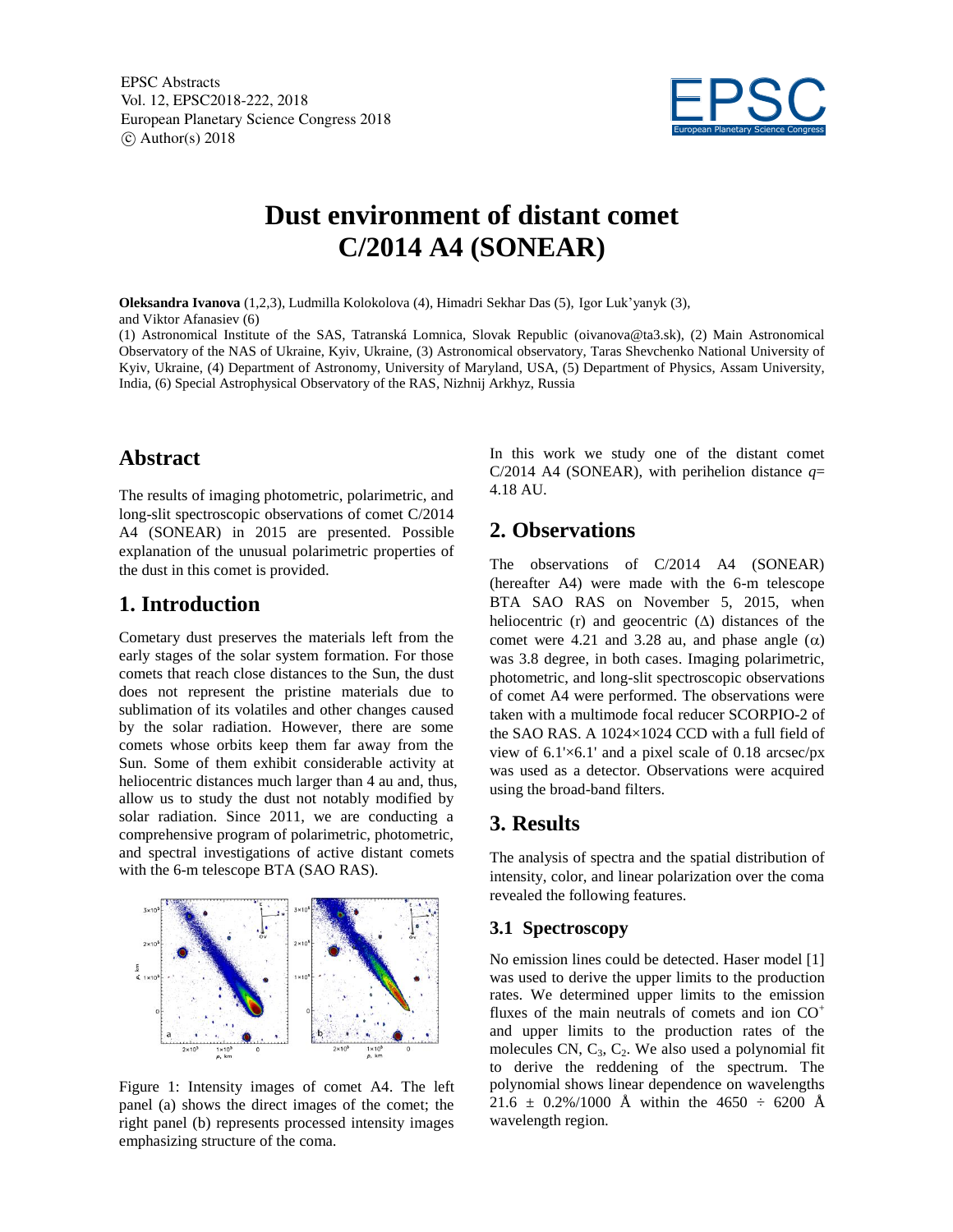# Dust environment of distant comet C/2014 A4 (SONEAR)

**Oleksandra Ivanova** (1,2,3), Ludmilla Kolokolova (4), Himadri Sekhar Das (5), Igor Luk'yanyk (3), and Viktor Afanasiev (6)

(1) Astronomical Institute of the SAS, Tatranská Lomnica, Slovak Republic (oivanova@ta3.sk), (2) Main Astronomical Observatory of the NAS of Ukraine, Kyiv, Ukraine, (3) Astronomical observatory, Taras Shevchenko National University of Kyiv, Ukraine, (4) Department of Astronomy, University of Maryland, USA, (5) Department of Physics, Assam University, India, (6) Special Astrophysical Observatory of the RAS, Nizhnij Arkhyz, Russia

## Abstract

The results of imaging photometric, polarimetric, and long-slit spectroscopic observations of comet C/2014 A4 (SONEAR) in 2015 are presented. Possible explanation of the unusual polarimetric properties of the dust in this comet is provided.

## 1. Introduction

Cometary dust preserves the materials left from the early stages of the solar system formation. For those comets that reach close distances to the Sun, the dust does not represent the pristine materials due to sublimation of its volatiles and other changes caused by the solar radiation. However, there are some comets whose orbits keep them far away from the Sun. Some of them exhibit considerable activity at heliocentric distances much larger than 4 au and, thus, allow us to study the dust not notably modified by solar radiation. Since 2011, we are conducting a comprehensive program of polarimetric, photometric, and spectral investigations of active distant comets with the 6-m telescope BTA (SAO RAS).

Figure 1: Intensity images of comet A4. The left panel (a) shows the direct images of the comet; the right panel (b) represents processed intensity images emphasizing structure of the coma.

In this work we study one of the distant comet C/2014 A4 (SONEAR), with perihelion distance *q*= 4.18 AU.

## 2. Observations

The observations of C/2014 A4 (SONEAR) (hereafter A4) were made with the 6-m telescope BTA SAO RAS on November 5, 2015, when heliocentric (r) and geocentric ($\Delta$) distances of the comet were 4.21 and 3.28 au, and phase angle ($\alpha$) was 3.8 degree, in both cases. Imaging polarimetric, photometric, and long-slit spectroscopic observations of comet A4 were performed. The observations were taken with a multimode focal reducer SCORPIO-2 of the SAO RAS. A 1024×1024 CCD with a full field of view of 6.1'×6.1' and a pixel scale of 0.18 arcsec/px was used as a detector. Observations were acquired using the broad-band filters.

## 3. Results

The analysis of spectra and the spatial distribution of intensity, color, and linear polarization over the coma revealed the following features.

### 3.1 Spectroscopy

No emission lines could be detected. Haser model [1] was used to derive the upper limits to the production rates. We determined upper limits to the emission fluxes of the main neutrals of comets and ion $CO^+$ and upper limits to the production rates of the molecules CN, $C_3$, $C_2$. We also used a polynomial fit to derive the reddening of the spectrum. The polynomial shows linear dependence on wavelengths 21.6 ± 0.2%/1000 Å within the 4650 ÷ 6200 Å wavelength region.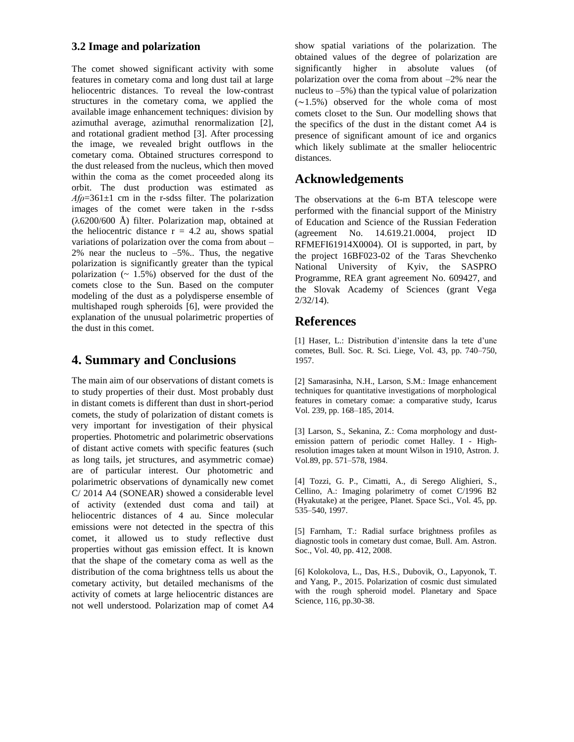### 3.2 Image and polarization

The comet showed significant activity with some features in cometary coma and long dust tail at large heliocentric distances. To reveal the low-contrast structures in the cometary coma, we applied the available image enhancement techniques: division by azimuthal average, azimuthal renormalization [2], and rotational gradient method [3]. After processing the image, we revealed bright outflows in the cometary coma. Obtained structures correspond to the dust released from the nucleus, which then moved within the coma as the comet proceeded along its orbit. The dust production was estimated as $A f\rho$=361±1 cm in the r-sdss filter. The polarization images of the comet were taken in the r-sdss ($\lambda$6200/600 Å) filter. Polarization map, obtained at the heliocentric distance r = 4.2 au, shows spatial variations of polarization over the coma from about –2% near the nucleus to –5%.. Thus, the negative polarization is significantly greater than the typical polarization (~ 1.5%) observed for the dust of the comets close to the Sun. Based on the computer modeling of the dust as a polydisperse ensemble of multishaped rough spheroids [6], were provided the explanation of the unusual polarimetric properties of the dust in this comet.

## 4. Summary and Conclusions

The main aim of our observations of distant comets is to study properties of their dust. Most probably dust in distant comets is different than dust in short-period comets, the study of polarization of distant comets is very important for investigation of their physical properties. Photometric and polarimetric observations of distant active comets with specific features (such as long tails, jet structures, and asymmetric comae) are of particular interest. Our photometric and polarimetric observations of dynamically new comet C/ 2014 A4 (SONEAR) showed a considerable level of activity (extended dust coma and tail) at heliocentric distances of 4 au. Since molecular emissions were not detected in the spectra of this comet, it allowed us to study reflective dust properties without gas emission effect. It is known that the shape of the cometary coma as well as the distribution of the coma brightness tells us about the cometary activity, but detailed mechanisms of the activity of comets at large heliocentric distances are not well understood. Polarization map of comet A4 show spatial variations of the polarization. The obtained values of the degree of polarization are significantly higher in absolute values (of polarization over the coma from about –2% near the nucleus to –5%) than the typical value of polarization (∼1.5%) observed for the whole coma of most comets closet to the Sun. Our modelling shows that the specifics of the dust in the distant comet A4 is presence of significant amount of ice and organics which likely sublimate at the smaller heliocentric distances.

## Acknowledgements

The observations at the 6-m BTA telescope were performed with the financial support of the Ministry of Education and Science of the Russian Federation (agreement No. 14.619.21.0004, project ID RFMEFI61914X0004). OI is supported, in part, by the project 16BF023-02 of the Taras Shevchenko National University of Kyiv, the SASPRO Programme, REA grant agreement No. 609427, and the Slovak Academy of Sciences (grant Vega 2/32/14).

## References

[1] Haser, L.: Distribution d'intensite dans la tete d'une cometes, Bull. Soc. R. Sci. Liege, Vol. 43, pp. 740–750, 1957.

[2] Samarasinha, N.H., Larson, S.M.: Image enhancement techniques for quantitative investigations of morphological features in cometary comae: a comparative study, Icarus Vol. 239, pp. 168–185, 2014.

[3] Larson, S., Sekanina, Z.: Coma morphology and dust-emission pattern of periodic comet Halley. I - High-resolution images taken at mount Wilson in 1910, Astron. J. Vol.89, pp. 571–578, 1984.

[4] Tozzi, G. P., Cimatti, A., di Serego Alighieri, S., Cellino, A.: Imaging polarimetry of comet C/1996 B2 (Hyakutake) at the perigee, Planet. Space Sci., Vol. 45, pp. 535–540, 1997.

[5] Farnham, T.: Radial surface brightness profiles as diagnostic tools in cometary dust comae, Bull. Am. Astron. Soc., Vol. 40, pp. 412, 2008.

[6] Kolokolova, L., Das, H.S., Dubovik, O., Lapyonok, T. and Yang, P., 2015. Polarization of cosmic dust simulated with the rough spheroid model. Planetary and Space Science, 116, pp.30-38.